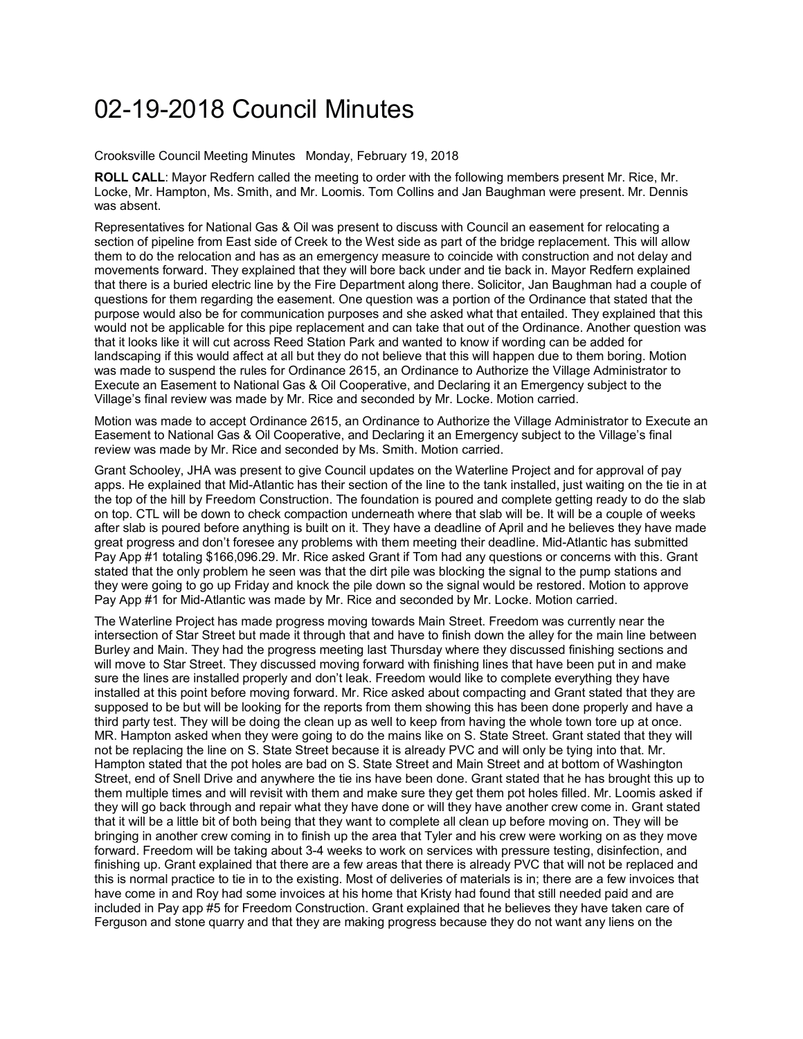# 02-19-2018 Council Minutes

Crooksville Council Meeting Minutes   Monday, February 19, 2018

**ROLL CALL**: Mayor Redfern called the meeting to order with the following members present Mr. Rice, Mr. Locke, Mr. Hampton, Ms. Smith, and Mr. Loomis. Tom Collins and Jan Baughman were present. Mr. Dennis was absent.

Representatives for National Gas & Oil was present to discuss with Council an easement for relocating a section of pipeline from East side of Creek to the West side as part of the bridge replacement. This will allow them to do the relocation and has as an emergency measure to coincide with construction and not delay and movements forward. They explained that they will bore back under and tie back in. Mayor Redfern explained that there is a buried electric line by the Fire Department along there. Solicitor, Jan Baughman had a couple of questions for them regarding the easement. One question was a portion of the Ordinance that stated that the purpose would also be for communication purposes and she asked what that entailed. They explained that this would not be applicable for this pipe replacement and can take that out of the Ordinance. Another question was that it looks like it will cut across Reed Station Park and wanted to know if wording can be added for landscaping if this would affect at all but they do not believe that this will happen due to them boring. Motion was made to suspend the rules for Ordinance 2615, an Ordinance to Authorize the Village Administrator to Execute an Easement to National Gas & Oil Cooperative, and Declaring it an Emergency subject to the Village's final review was made by Mr. Rice and seconded by Mr. Locke. Motion carried.

Motion was made to accept Ordinance 2615, an Ordinance to Authorize the Village Administrator to Execute an Easement to National Gas & Oil Cooperative, and Declaring it an Emergency subject to the Village's final review was made by Mr. Rice and seconded by Ms. Smith. Motion carried.

Grant Schooley, JHA was present to give Council updates on the Waterline Project and for approval of pay apps. He explained that Mid-Atlantic has their section of the line to the tank installed, just waiting on the tie in at the top of the hill by Freedom Construction. The foundation is poured and complete getting ready to do the slab on top. CTL will be down to check compaction underneath where that slab will be. It will be a couple of weeks after slab is poured before anything is built on it. They have a deadline of April and he believes they have made great progress and don't foresee any problems with them meeting their deadline. Mid-Atlantic has submitted Pay App #1 totaling $166,096.29. Mr. Rice asked Grant if Tom had any questions or concerns with this. Grant stated that the only problem he seen was that the dirt pile was blocking the signal to the pump stations and they were going to go up Friday and knock the pile down so the signal would be restored. Motion to approve Pay App #1 for Mid-Atlantic was made by Mr. Rice and seconded by Mr. Locke. Motion carried.

The Waterline Project has made progress moving towards Main Street. Freedom was currently near the intersection of Star Street but made it through that and have to finish down the alley for the main line between Burley and Main. They had the progress meeting last Thursday where they discussed finishing sections and will move to Star Street. They discussed moving forward with finishing lines that have been put in and make sure the lines are installed properly and don't leak. Freedom would like to complete everything they have installed at this point before moving forward. Mr. Rice asked about compacting and Grant stated that they are supposed to be but will be looking for the reports from them showing this has been done properly and have a third party test. They will be doing the clean up as well to keep from having the whole town tore up at once. MR. Hampton asked when they were going to do the mains like on S. State Street. Grant stated that they will not be replacing the line on S. State Street because it is already PVC and will only be tying into that. Mr. Hampton stated that the pot holes are bad on S. State Street and Main Street and at bottom of Washington Street, end of Snell Drive and anywhere the tie ins have been done. Grant stated that he has brought this up to them multiple times and will revisit with them and make sure they get them pot holes filled. Mr. Loomis asked if they will go back through and repair what they have done or will they have another crew come in. Grant stated that it will be a little bit of both being that they want to complete all clean up before moving on. They will be bringing in another crew coming in to finish up the area that Tyler and his crew were working on as they move forward. Freedom will be taking about 3-4 weeks to work on services with pressure testing, disinfection, and finishing up. Grant explained that there are a few areas that there is already PVC that will not be replaced and this is normal practice to tie in to the existing. Most of deliveries of materials is in; there are a few invoices that have come in and Roy had some invoices at his home that Kristy had found that still needed paid and are included in Pay app #5 for Freedom Construction. Grant explained that he believes they have taken care of Ferguson and stone quarry and that they are making progress because they do not want any liens on the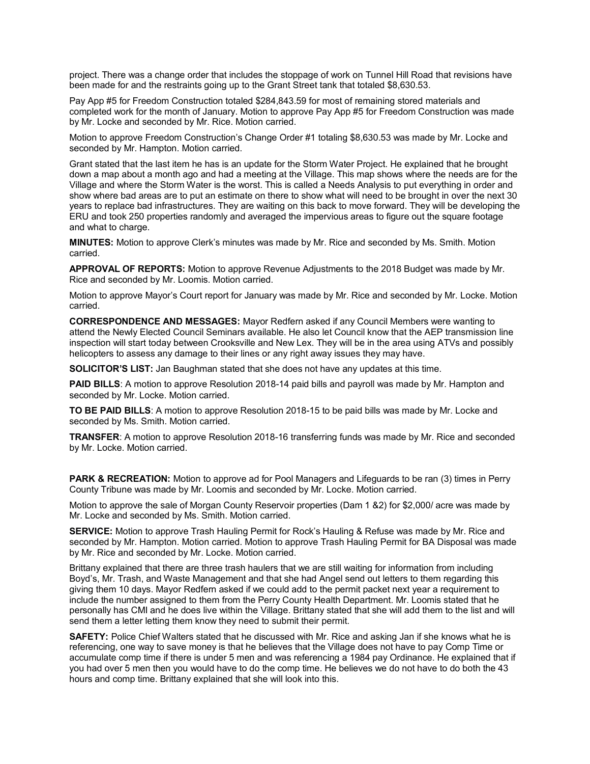project. There was a change order that includes the stoppage of work on Tunnel Hill Road that revisions have been made for and the restraints going up to the Grant Street tank that totaled $8,630.53.

Pay App #5 for Freedom Construction totaled $284,843.59 for most of remaining stored materials and completed work for the month of January. Motion to approve Pay App #5 for Freedom Construction was made by Mr. Locke and seconded by Mr. Rice. Motion carried.

Motion to approve Freedom Construction's Change Order #1 totaling $8,630.53 was made by Mr. Locke and seconded by Mr. Hampton. Motion carried.

Grant stated that the last item he has is an update for the Storm Water Project. He explained that he brought down a map about a month ago and had a meeting at the Village. This map shows where the needs are for the Village and where the Storm Water is the worst. This is called a Needs Analysis to put everything in order and show where bad areas are to put an estimate on there to show what will need to be brought in over the next 30 years to replace bad infrastructures. They are waiting on this back to move forward. They will be developing the ERU and took 250 properties randomly and averaged the impervious areas to figure out the square footage and what to charge.

**MINUTES:** Motion to approve Clerk's minutes was made by Mr. Rice and seconded by Ms. Smith. Motion carried.

**APPROVAL OF REPORTS:** Motion to approve Revenue Adjustments to the 2018 Budget was made by Mr. Rice and seconded by Mr. Loomis. Motion carried.

Motion to approve Mayor's Court report for January was made by Mr. Rice and seconded by Mr. Locke. Motion carried.

**CORRESPONDENCE AND MESSAGES:** Mayor Redfern asked if any Council Members were wanting to attend the Newly Elected Council Seminars available. He also let Council know that the AEP transmission line inspection will start today between Crooksville and New Lex. They will be in the area using ATVs and possibly helicopters to assess any damage to their lines or any right away issues they may have.

**SOLICITOR'S LIST:** Jan Baughman stated that she does not have any updates at this time.

**PAID BILLS**: A motion to approve Resolution 2018-14 paid bills and payroll was made by Mr. Hampton and seconded by Mr. Locke. Motion carried.

**TO BE PAID BILLS**: A motion to approve Resolution 2018-15 to be paid bills was made by Mr. Locke and seconded by Ms. Smith. Motion carried.

**TRANSFER**: A motion to approve Resolution 2018-16 transferring funds was made by Mr. Rice and seconded by Mr. Locke. Motion carried.

**PARK & RECREATION:** Motion to approve ad for Pool Managers and Lifeguards to be ran (3) times in Perry County Tribune was made by Mr. Loomis and seconded by Mr. Locke. Motion carried.

Motion to approve the sale of Morgan County Reservoir properties (Dam 1 &2) for $2,000/ acre was made by Mr. Locke and seconded by Ms. Smith. Motion carried.

**SERVICE:** Motion to approve Trash Hauling Permit for Rock's Hauling & Refuse was made by Mr. Rice and seconded by Mr. Hampton. Motion carried. Motion to approve Trash Hauling Permit for BA Disposal was made by Mr. Rice and seconded by Mr. Locke. Motion carried.

Brittany explained that there are three trash haulers that we are still waiting for information from including Boyd's, Mr. Trash, and Waste Management and that she had Angel send out letters to them regarding this giving them 10 days. Mayor Redfern asked if we could add to the permit packet next year a requirement to include the number assigned to them from the Perry County Health Department. Mr. Loomis stated that he personally has CMI and he does live within the Village. Brittany stated that she will add them to the list and will send them a letter letting them know they need to submit their permit.

**SAFETY:** Police Chief Walters stated that he discussed with Mr. Rice and asking Jan if she knows what he is referencing, one way to save money is that he believes that the Village does not have to pay Comp Time or accumulate comp time if there is under 5 men and was referencing a 1984 pay Ordinance. He explained that if you had over 5 men then you would have to do the comp time. He believes we do not have to do both the 43 hours and comp time. Brittany explained that she will look into this.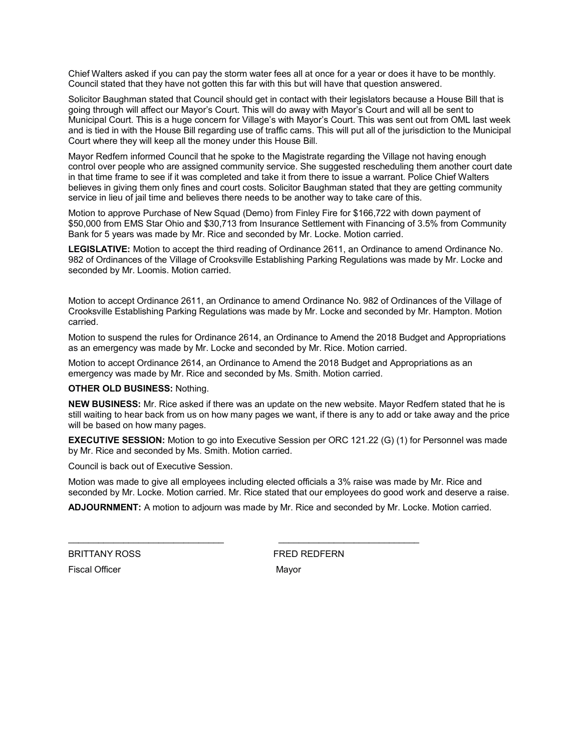Chief Walters asked if you can pay the storm water fees all at once for a year or does it have to be monthly. Council stated that they have not gotten this far with this but will have that question answered.

Solicitor Baughman stated that Council should get in contact with their legislators because a House Bill that is going through will affect our Mayor's Court. This will do away with Mayor's Court and will all be sent to Municipal Court. This is a huge concern for Village's with Mayor's Court. This was sent out from OML last week and is tied in with the House Bill regarding use of traffic cams. This will put all of the jurisdiction to the Municipal Court where they will keep all the money under this House Bill.

Mayor Redfern informed Council that he spoke to the Magistrate regarding the Village not having enough control over people who are assigned community service. She suggested rescheduling them another court date in that time frame to see if it was completed and take it from there to issue a warrant. Police Chief Walters believes in giving them only fines and court costs. Solicitor Baughman stated that they are getting community service in lieu of jail time and believes there needs to be another way to take care of this.

Motion to approve Purchase of New Squad (Demo) from Finley Fire for $166,722 with down payment of $50,000 from EMS Star Ohio and $30,713 from Insurance Settlement with Financing of 3.5% from Community Bank for 5 years was made by Mr. Rice and seconded by Mr. Locke. Motion carried.

**LEGISLATIVE:** Motion to accept the third reading of Ordinance 2611, an Ordinance to amend Ordinance No. 982 of Ordinances of the Village of Crooksville Establishing Parking Regulations was made by Mr. Locke and seconded by Mr. Loomis. Motion carried.

Motion to accept Ordinance 2611, an Ordinance to amend Ordinance No. 982 of Ordinances of the Village of Crooksville Establishing Parking Regulations was made by Mr. Locke and seconded by Mr. Hampton. Motion carried.

Motion to suspend the rules for Ordinance 2614, an Ordinance to Amend the 2018 Budget and Appropriations as an emergency was made by Mr. Locke and seconded by Mr. Rice. Motion carried.

Motion to accept Ordinance 2614, an Ordinance to Amend the 2018 Budget and Appropriations as an emergency was made by Mr. Rice and seconded by Ms. Smith. Motion carried.

**OTHER OLD BUSINESS:** Nothing.

**NEW BUSINESS:** Mr. Rice asked if there was an update on the new website. Mayor Redfern stated that he is still waiting to hear back from us on how many pages we want, if there is any to add or take away and the price will be based on how many pages.

**EXECUTIVE SESSION:** Motion to go into Executive Session per ORC 121.22 (G) (1) for Personnel was made by Mr. Rice and seconded by Ms. Smith. Motion carried.

Council is back out of Executive Session.

Motion was made to give all employees including elected officials a 3% raise was made by Mr. Rice and seconded by Mr. Locke. Motion carried. Mr. Rice stated that our employees do good work and deserve a raise.

**ADJOURNMENT:** A motion to adjourn was made by Mr. Rice and seconded by Mr. Locke. Motion carried.

______________________________ ______________________________

BRITTANY ROSS — Fiscal Officer

FRED REDFERN — Mayor